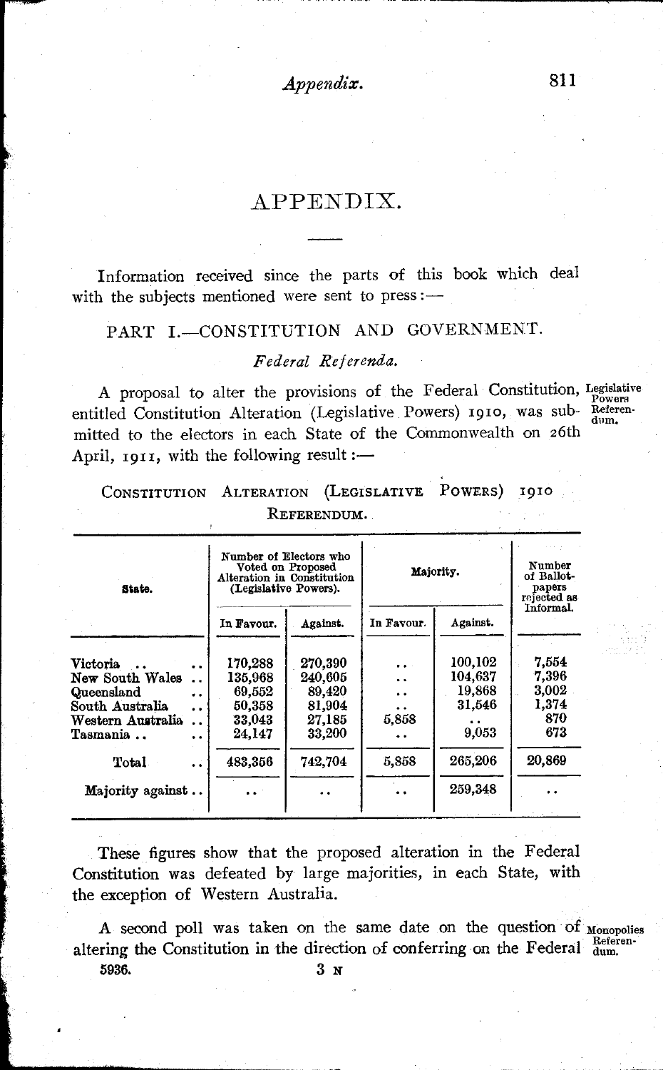# APPENDIX.

Information received since the parts of this book which deal with the subjects mentioned were sent to press:—

## PART I.—CONSTITUTION AND GOVERNMENT.

### *Federal Referenda.*

Legislative Powers Referendum.

A proposal to alter the provisions of the Federal Constitution, entitled Constitution Alteration (Legislative Powers) 1910, was submitted to the electors in each State of the Commonwealth on 26th April, 1911, with the following result:—

CONSTITUTION ALTERATION (LEGISLATIVE POWERS) 1910 REFERENDUM.

| State. | Number of Electors who Voted on Proposed Alteration in Constitution (Legislative Powers). | | Majority. | | Number of Ballot-papers rejected as Informal. |
|---|---|---|---|---|---|
| | In Favour. | Against. | In Favour. | Against. | |
| Victoria | 170,288 | 270,390 | .. | 100,102 | 7,554 |
| New South Wales | 135,968 | 240,605 | .. | 104,637 | 7,396 |
| Queensland | 69,552 | 89,420 | .. | 19,868 | 3,002 |
| South Australia | 50,358 | 81,904 | .. | 31,546 | 1,374 |
| Western Australia | 33,043 | 27,185 | 5,858 | .. | 870 |
| Tasmania | 24,147 | 33,200 | .. | 9,053 | 673 |
| Total | 483,356 | 742,704 | 5,858 | 265,206 | 20,869 |
| Majority against | .. | .. | .. | 259,348 | .. |

These figures show that the proposed alteration in the Federal Constitution was defeated by large majorities, in each State, with the exception of Western Australia.

Monopolies Referendum.

A second poll was taken on the same date on the question of altering the Constitution in the direction of conferring on the Federal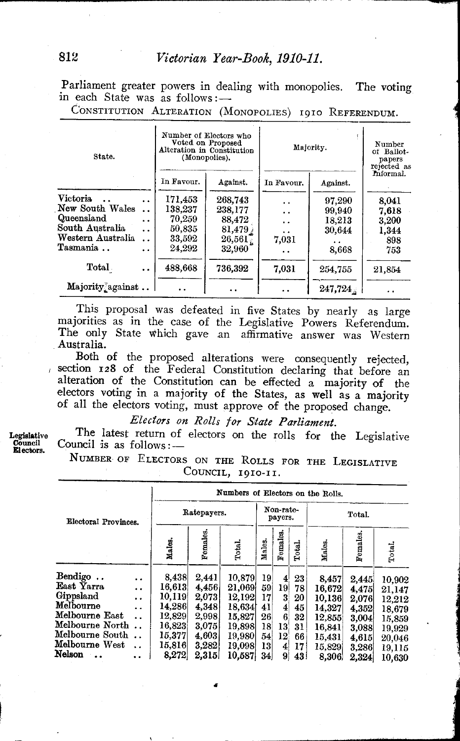Parliament greater powers in dealing with monopolies. The voting in each State was as follows:—

CONSTITUTION ALTERATION (MONOPOLIES) 1910 REFERENDUM.

| State. | Number of Electors who Voted on Proposed Alteration in Constitution (Monopolies). | | Majority. | | Number of Ballot-papers rejected as Informal. |
|---|---|---|---|---|---|
| | In Favour. | Against. | In Favour. | Against. | |
| Victoria .. .. | 171,453 | 268,743 | .. | 97,290 | 8,041 |
| New South Wales .. | 138,237 | 238,177 | .. | 99,940 | 7,618 |
| Queensland .. | 70,259 | 88,472 | .. | 18,213 | 3,200 |
| South Australia .. | 50,835 | 81,479 | .. | 30,644 | 1,344 |
| Western Australia .. | 33,592 | 26,561 | 7,031 | .. | 898 |
| Tasmania .. .. | 24,292 | 32,960 | .. | 8,668 | 753 |
| Total .. | 488,668 | 736,392 | 7,031 | 254,755 | 21,854 |
| Majority against .. | .. | .. | .. | 247,724 | .. |

This proposal was defeated in five States by nearly as large majorities as in the case of the Legislative Powers Referendum. The only State which gave an affirmative answer was Western Australia.

Both of the proposed alterations were consequently rejected, section 128 of the Federal Constitution declaring that before an alteration of the Constitution can be effected a majority of the electors voting in a majority of the States, as well as a majority of all the electors voting, must approve of the proposed change.

### *Electors on Rolls for State Parliament.*

**Legislative Council Electors.** The latest return of electors on the rolls for the Legislative Council is as follows:—

NUMBER OF ELECTORS ON THE ROLLS FOR THE LEGISLATIVE COUNCIL, 1910-11.

| Electoral Provinces. | Numbers of Electors on the Rolls. | | | | | | | | |
|---|---|---|---|---|---|---|---|---|---|
| | Ratepayers. | | | Non-ratepayers. | | | Total. | | |
| | Males. | Females. | Total. | Males. | Females. | Total. | Males. | Females. | Total. |
| Bendigo .. .. | 8,438 | 2,441 | 10,879 | 19 | 4 | 23 | 8,457 | 2,445 | 10,902 |
| East Yarra .. | 16,613 | 4,456 | 21,069 | 59 | 19 | 78 | 16,672 | 4,475 | 21,147 |
| Gippsland .. | 10,119 | 2,073 | 12,192 | 17 | 3 | 20 | 10,136 | 2,076 | 12,212 |
| Melbourne .. | 14,286 | 4,348 | 18,634 | 41 | 4 | 45 | 14,327 | 4,352 | 18,679 |
| Melbourne East .. | 12,829 | 2,998 | 15,827 | 26 | 6 | 32 | 12,855 | 3,004 | 15,859 |
| Melbourne North .. | 16,823 | 3,075 | 19,898 | 18 | 13 | 31 | 16,841 | 3,088 | 19,929 |
| Melbourne South .. | 15,377 | 4,603 | 19,980 | 54 | 12 | 66 | 15,431 | 4,615 | 20,046 |
| Melbourne West .. | 15,816 | 3,282 | 19,098 | 13 | 4 | 17 | 15,829 | 3,286 | 19,115 |
| Nelson .. .. | 8,272 | 2,315 | 10,587 | 34 | 9 | 43 | 8,306 | 2,324 | 10,630 |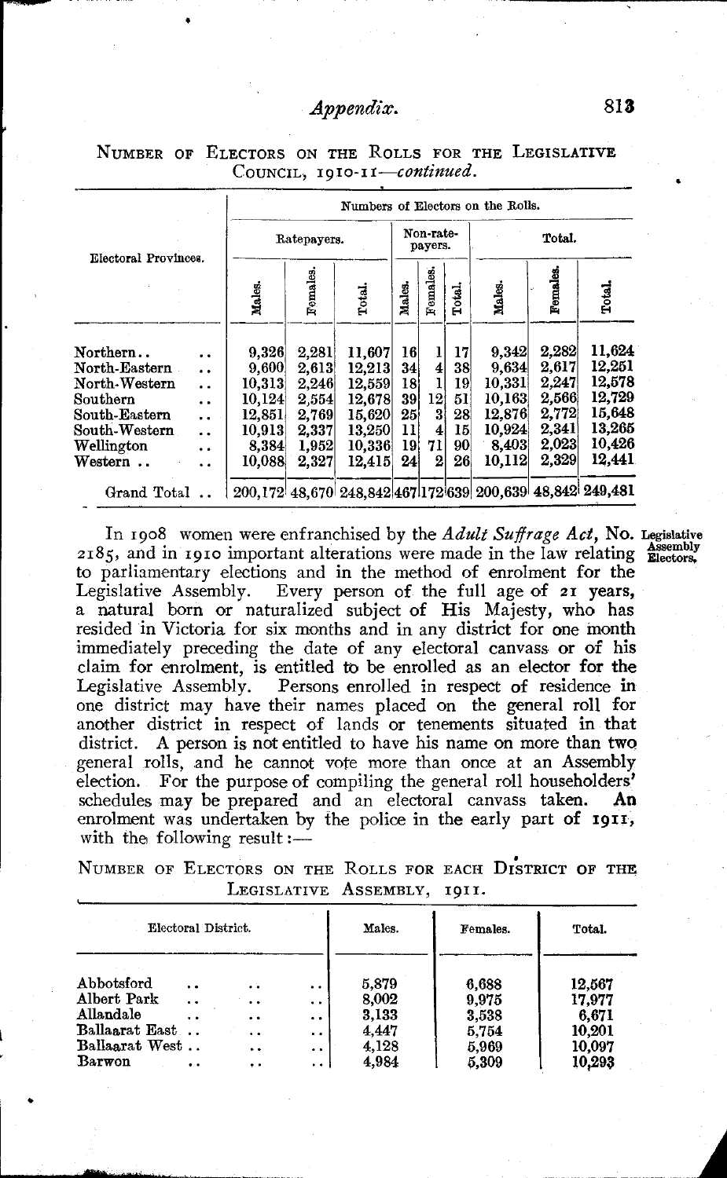NUMBER OF ELECTORS ON THE ROLLS FOR THE LEGISLATIVE COUNCIL, 1910-11—*continued*.

| Electoral Provinces. | Numbers of Electors on the Rolls. | | | | | | | | |
|---|---|---|---|---|---|---|---|---|---|
| | Ratepayers. | | | Non-ratepayers. | | | Total. | | |
| | Males. | Females. | Total. | Males. | Females. | Total. | Males. | Females. | Total. |
| Northern.. .. | 9,326 | 2,281 | 11,607 | 16 | 1 | 17 | 9,342 | 2,282 | 11,624 |
| North-Eastern .. | 9,600 | 2,613 | 12,213 | 34 | 4 | 38 | 9,634 | 2,617 | 12,251 |
| North-Western .. | 10,313 | 2,246 | 12,559 | 18 | 1 | 19 | 10,331 | 2,247 | 12,578 |
| Southern .. | 10,124 | 2,554 | 12,678 | 39 | 12 | 51 | 10,163 | 2,566 | 12,729 |
| South-Eastern .. | 12,851 | 2,769 | 15,620 | 25 | 3 | 28 | 12,876 | 2,772 | 15,648 |
| South-Western .. | 10,913 | 2,337 | 13,250 | 11 | 4 | 15 | 10,924 | 2,341 | 13,265 |
| Wellington .. | 8,384 | 1,952 | 10,336 | 19 | 71 | 90 | 8,403 | 2,023 | 10,426 |
| Western .. .. | 10,088 | 2,327 | 12,415 | 24 | 2 | 26 | 10,112 | 2,329 | 12,441 |
| Grand Total .. | 200,172 | 48,670 | 248,842 | 467 | 172 | 639 | 200,639 | 48,842 | 249,481 |

**Legislative Assembly Electors.**

In 1908 women were enfranchised by the *Adult Suffrage Act*, No. 2185, and in 1910 important alterations were made in the law relating to parliamentary elections and in the method of enrolment for the Legislative Assembly. Every person of the full age of 21 years, a natural born or naturalized subject of His Majesty, who has resided in Victoria for six months and in any district for one month immediately preceding the date of any electoral canvass or of his claim for enrolment, is entitled to be enrolled as an elector for the Legislative Assembly. Persons enrolled in respect of residence in one district may have their names placed on the general roll for another district in respect of lands or tenements situated in that district. A person is not entitled to have his name on more than two general rolls, and he cannot vote more than once at an Assembly election. For the purpose of compiling the general roll householders' schedules may be prepared and an electoral canvass taken. An enrolment was undertaken by the police in the early part of 1911, with the following result:—

NUMBER OF ELECTORS ON THE ROLLS FOR EACH DISTRICT OF THE LEGISLATIVE ASSEMBLY, 1911.

| Electoral District. | Males. | Females. | Total. |
|---|---|---|---|
| Abbotsford .. .. .. | 5,879 | 6,688 | 12,567 |
| Albert Park .. .. .. | 8,002 | 9,975 | 17,977 |
| Allandale .. .. .. | 3,133 | 3,538 | 6,671 |
| Ballaarat East .. .. .. | 4,447 | 5,754 | 10,201 |
| Ballaarat West .. .. .. | 4,128 | 5,969 | 10,097 |
| Barwon .. .. .. | 4,984 | 5,309 | 10,293 |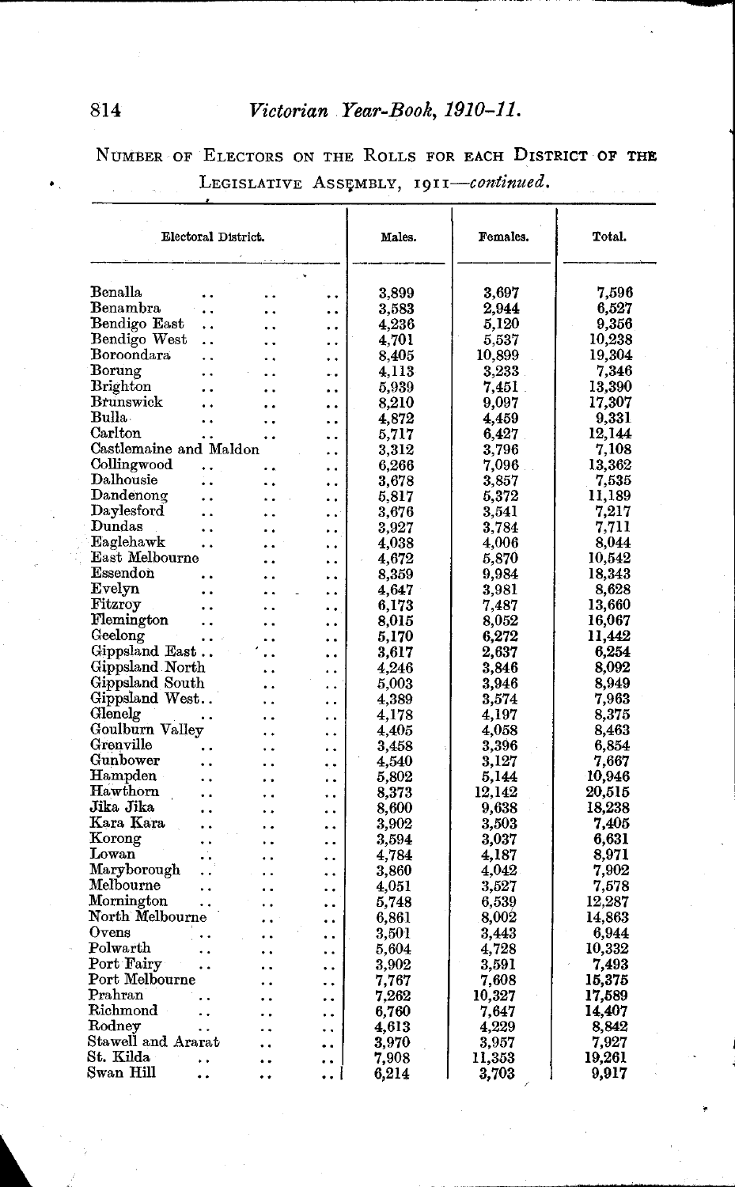NUMBER OF ELECTORS ON THE ROLLS FOR EACH DISTRICT OF THE LEGISLATIVE ASSEMBLY, 1911—*continued*.

| Electoral District. | Males. | Females. | Total. |
|---|---|---|---|
| Benalla | 3,899 | 3,697 | 7,596 |
| Benambra | 3,583 | 2,944 | 6,527 |
| Bendigo East | 4,236 | 5,120 | 9,356 |
| Bendigo West | 4,701 | 5,537 | 10,238 |
| Boroondara | 8,405 | 10,899 | 19,304 |
| Borung | 4,113 | 3,233 | 7,346 |
| Brighton | 5,939 | 7,451 | 13,390 |
| Brunswick | 8,210 | 9,097 | 17,307 |
| Bulla | 4,872 | 4,459 | 9,331 |
| Carlton | 5,717 | 6,427 | 12,144 |
| Castlemaine and Maldon | 3,312 | 3,796 | 7,108 |
| Collingwood | 6,266 | 7,096 | 13,362 |
| Dalhousie | 3,678 | 3,857 | 7,535 |
| Dandenong | 5,817 | 5,372 | 11,189 |
| Daylesford | 3,676 | 3,541 | 7,217 |
| Dundas | 3,927 | 3,784 | 7,711 |
| Eaglehawk | 4,038 | 4,006 | 8,044 |
| East Melbourne | 4,672 | 5,870 | 10,542 |
| Essendon | 8,359 | 9,984 | 18,343 |
| Evelyn | 4,647 | 3,981 | 8,628 |
| Fitzroy | 6,173 | 7,487 | 13,660 |
| Flemington | 8,015 | 8,052 | 16,067 |
| Geelong | 5,170 | 6,272 | 11,442 |
| Gippsland East | 3,617 | 2,637 | 6,254 |
| Gippsland North | 4,246 | 3,846 | 8,092 |
| Gippsland South | 5,003 | 3,946 | 8,949 |
| Gippsland West | 4,389 | 3,574 | 7,963 |
| Glenelg | 4,178 | 4,197 | 8,375 |
| Goulburn Valley | 4,405 | 4,058 | 8,463 |
| Grenville | 3,458 | 3,396 | 6,854 |
| Gunbower | 4,540 | 3,127 | 7,667 |
| Hampden | 5,802 | 5,144 | 10,946 |
| Hawthorn | 8,373 | 12,142 | 20,515 |
| Jika Jika | 8,600 | 9,638 | 18,238 |
| Kara Kara | 3,902 | 3,503 | 7,405 |
| Korong | 3,594 | 3,037 | 6,631 |
| Lowan | 4,784 | 4,187 | 8,971 |
| Maryborough | 3,860 | 4,042 | 7,902 |
| Melbourne | 4,051 | 3,527 | 7,578 |
| Mornington | 5,748 | 6,539 | 12,287 |
| North Melbourne | 6,861 | 8,002 | 14,863 |
| Ovens | 3,501 | 3,443 | 6,944 |
| Polwarth | 5,604 | 4,728 | 10,332 |
| Port Fairy | 3,902 | 3,591 | 7,493 |
| Port Melbourne | 7,767 | 7,608 | 15,375 |
| Prahran | 7,262 | 10,327 | 17,589 |
| Richmond | 6,760 | 7,647 | 14,407 |
| Rodney | 4,613 | 4,229 | 8,842 |
| Stawell and Ararat | 3,970 | 3,957 | 7,927 |
| St. Kilda | 7,908 | 11,353 | 19,261 |
| Swan Hill | 6,214 | 3,703 | 9,917 |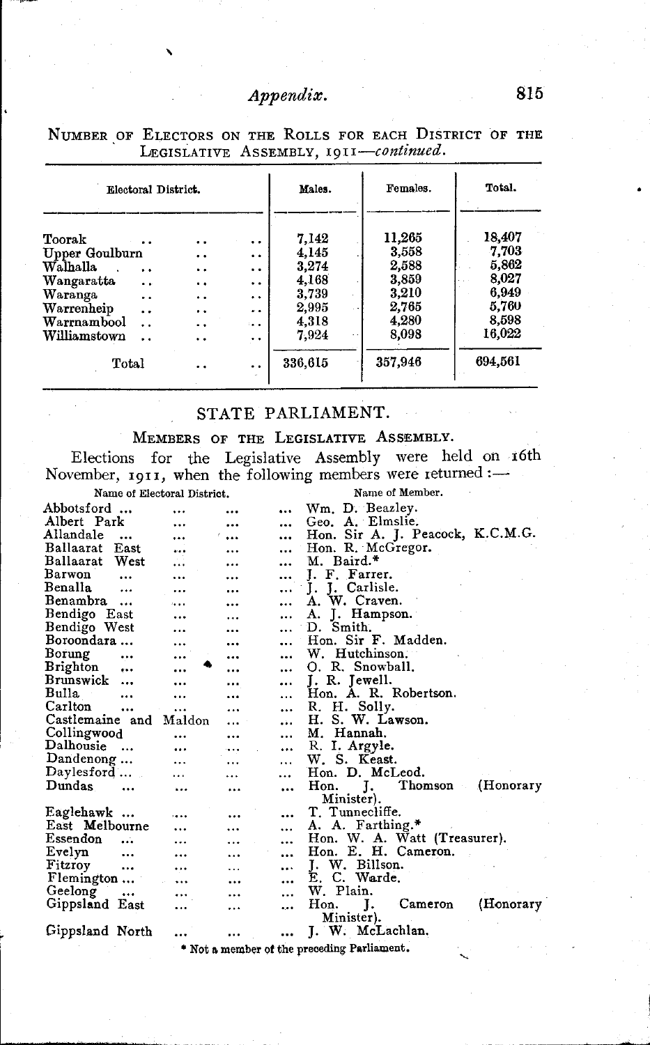NUMBER OF ELECTORS ON THE ROLLS FOR EACH DISTRICT OF THE LEGISLATIVE ASSEMBLY, 1911—*continued.*

| Electoral District. | Males. | Females. | Total. |
|---|---|---|---|
| Toorak | 7,142 | 11,265 | 18,407 |
| Upper Goulburn | 4,145 | 3,558 | 7,703 |
| Walhalla | 3,274 | 2,588 | 5,862 |
| Wangaratta | 4,168 | 3,859 | 8,027 |
| Waranga | 3,739 | 3,210 | 6,949 |
| Warrenheip | 2,995 | 2,765 | 5,760 |
| Warrnambool | 4,318 | 4,280 | 8,598 |
| Williamstown | 7,924 | 8,098 | 16,022 |
| Total | 336,615 | 357,946 | 694,561 |

## STATE PARLIAMENT.

### MEMBERS OF THE LEGISLATIVE ASSEMBLY.

Elections for the Legislative Assembly were held on 16th November, 1911, when the following members were returned:—

| Name of Electoral District. | Name of Member. |
|---|---|
| Abbotsford | Wm. D. Beazley. |
| Albert Park | Geo. A. Elmslie. |
| Allandale | Hon. Sir A. J. Peacock, K.C.M.G. |
| Ballaarat East | Hon. R. McGregor. |
| Ballaarat West | M. Baird.* |
| Barwon | J. F. Farrer. |
| Benalla | J. J. Carlisle. |
| Benambra | A. W. Craven. |
| Bendigo East | A. J. Hampson. |
| Bendigo West | D. Smith. |
| Boroondara | Hon. Sir F. Madden. |
| Borung | W. Hutchinson. |
| Brighton | O. R. Snowball. |
| Brunswick | J. R. Jewell. |
| Bulla | Hon. A. R. Robertson. |
| Carlton | R. H. Solly. |
| Castlemaine and Maldon | H. S. W. Lawson. |
| Collingwood | M. Hannah. |
| Dalhousie | R. I. Argyle. |
| Dandenong | W. S. Keast. |
| Daylesford | Hon. D. McLeod. |
| Dundas | Hon. J. Thomson (Honorary Minister). |
| Eaglehawk | T. Tunnecliffe. |
| East Melbourne | A. A. Farthing.* |
| Essendon | Hon. W. A. Watt (Treasurer). |
| Evelyn | Hon. E. H. Cameron. |
| Fitzroy | J. W. Billson. |
| Flemington | E. C. Warde. |
| Geelong | W. Plain. |
| Gippsland East | Hon. J. Cameron (Honorary Minister). |
| Gippsland North | J. W. McLachlan. |

\* Not a member of the preceding Parliament.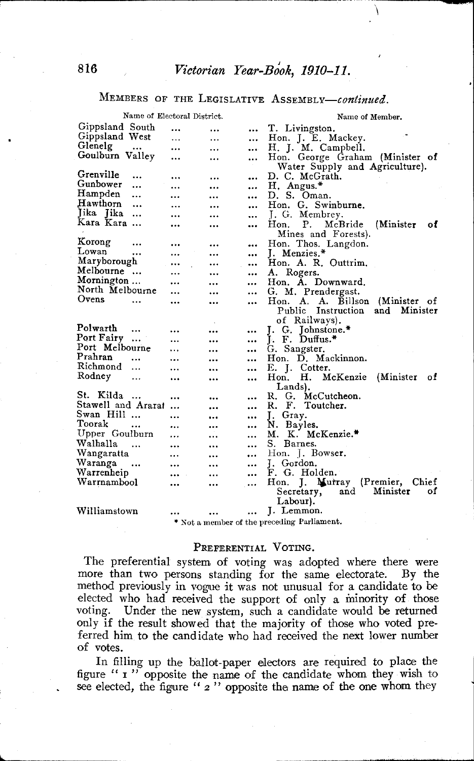MEMBERS OF THE LEGISLATIVE ASSEMBLY—*continued*.

| Name of Electoral District. | Name of Member. |
|---|---|
| Gippsland South | T. Livingston. |
| Gippsland West | Hon. J. E. Mackey. |
| Glenelg | H. J. M. Campbell. |
| Goulburn Valley | Hon. George Graham (Minister of Water Supply and Agriculture). |
| Grenville | D. C. McGrath. |
| Gunbower | H. Angus.* |
| Hampden | D. S. Oman. |
| Hawthorn | Hon. G. Swinburne. |
| Jika Jika | J. G. Membrey. |
| Kara Kara | Hon. P. McBride (Minister of Mines and Forests). |
| Korong | Hon. Thos. Langdon. |
| Lowan | J. Menzies.* |
| Maryborough | Hon. A. R. Outtrim. |
| Melbourne | A. Rogers. |
| Mornington | Hon. A. Downward. |
| North Melbourne | G. M. Prendergast. |
| Ovens | Hon. A. A. Billson (Minister of Public Instruction and Minister of Railways). |
| Polwarth | J. G. Johnstone.* |
| Port Fairy | J. F. Duffus.* |
| Port Melbourne | G. Sangster. |
| Prahran | Hon. D. Mackinnon. |
| Richmond | E. J. Cotter. |
| Rodney | Hon. H. McKenzie (Minister of Lands). |
| St. Kilda | R. G. McCutcheon. |
| Stawell and Ararat | R. F. Toutcher. |
| Swan Hill | J. Gray. |
| Toorak | N. Bayles. |
| Upper Goulburn | M. K. McKenzie.* |
| Walhalla | S. Barnes. |
| Wangaratta | Hon. J. Bowser. |
| Waranga | J. Gordon. |
| Warrenheip | F. G. Holden. |
| Warrnambool | Hon. J. Murray (Premier, Chief Secretary, and Minister of Labour). |
| Williamstown | J. Lemmon. |

\* Not a member of the preceding Parliament.

## PREFERENTIAL VOTING.

The preferential system of voting was adopted where there were more than two persons standing for the same electorate. By the method previously in vogue it was not unusual for a candidate to be elected who had received the support of only a minority of those voting. Under the new system, such a candidate would be returned only if the result showed that the majority of those who voted preferred him to the candidate who had received the next lower number of votes.

In filling up the ballot-paper electors are required to place the figure "1" opposite the name of the candidate whom they wish to see elected, the figure "2" opposite the name of the one whom they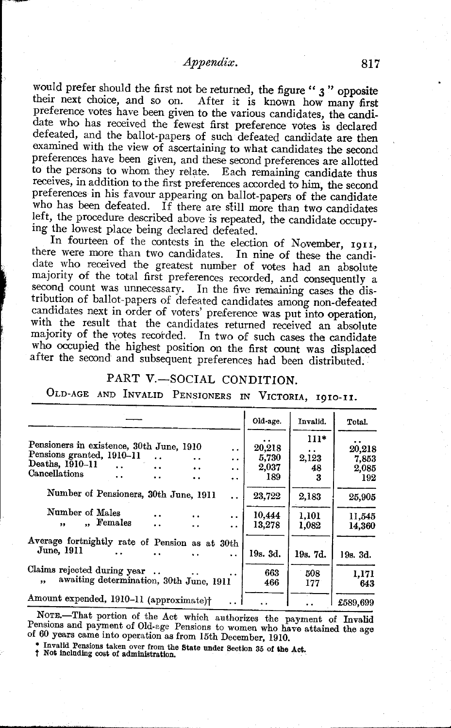would prefer should the first not be returned, the figure "3" opposite their next choice, and so on. After it is known how many first preference votes have been given to the various candidates, the candidate who has received the fewest first preference votes is declared defeated, and the ballot-papers of such defeated candidate are then examined with the view of ascertaining to what candidates the second preferences have been given, and these second preferences are allotted to the persons to whom they relate. Each remaining candidate thus receives, in addition to the first preferences accorded to him, the second preferences in his favour appearing on ballot-papers of the candidate who has been defeated. If there are still more than two candidates left, the procedure described above is repeated, the candidate occupying the lowest place being declared defeated.

In fourteen of the contests in the election of November, 1911, there were more than two candidates. In nine of these the candidate who received the greatest number of votes had an absolute majority of the total first preferences recorded, and consequently a second count was unnecessary. In the five remaining cases the distribution of ballot-papers of defeated candidates among non-defeated candidates next in order of voters' preference was put into operation, with the result that the candidates returned received an absolute majority of the votes recorded. In two of such cases the candidate who occupied the highest position on the first count was displaced after the second and subsequent preferences had been distributed.

## PART V.—SOCIAL CONDITION.

### Old-age and Invalid Pensioners in Victoria, 1910-11.

| — | Old-age. | Invalid. | Total. |
|---|---|---|---|
| Pensioners in existence, 30th June, 1910 | 20,218 | 111* | 20,218 |
| Pensions granted, 1910–11 | 5,730 | 2,123 | 7,853 |
| Deaths, 1910–11 | 2,037 | 48 | 2,085 |
| Cancellations | 189 | 3 | 192 |
| Number of Pensioners, 30th June, 1911 | 23,722 | 2,183 | 25,905 |
| Number of Males | 10,444 | 1,101 | 11,545 |
| " " Females | 13,278 | 1,082 | 14,360 |
| Average fortnightly rate of Pension as at 30th June, 1911 | 19s. 3d. | 19s. 7d. | 19s. 3d. |
| Claims rejected during year | 663 | 508 | 1,171 |
| " awaiting determination, 30th June, 1911 | 466 | 177 | 643 |
| Amount expended, 1910–11 (approximate)† | .. | .. | £589,699 |

NOTE.—That portion of the Act which authorizes the payment of Invalid Pensions and payment of Old-age Pensions to women who have attained the age of 60 years came into operation as from 15th December, 1910.

\* Invalid Pensions taken over from the State under Section 35 of the Act.
† Not including cost of administration.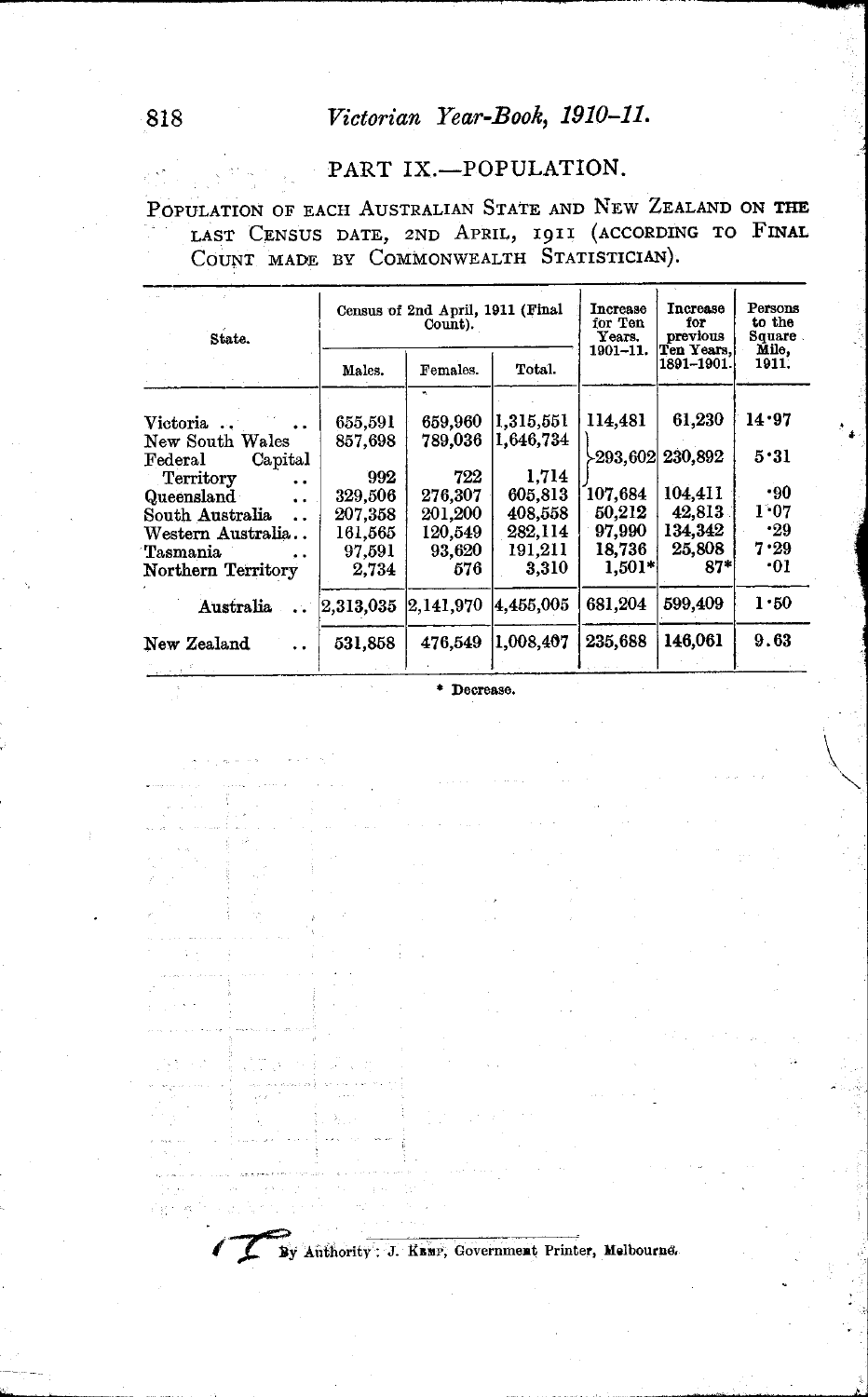# PART IX.—POPULATION.

POPULATION OF EACH AUSTRALIAN STATE AND NEW ZEALAND ON THE LAST CENSUS DATE, 2ND APRIL, 1911 (ACCORDING TO FINAL COUNT MADE BY COMMONWEALTH STATISTICIAN).

| State. | Census of 2nd April, 1911 (Final Count). | | | Increase for Ten Years, 1901–11. | Increase for previous Ten Years, 1891–1901. | Persons to the Square Mile, 1911. |
|---|---|---|---|---|---|---|
| | Males. | Females. | Total. | | | |
| Victoria .. .. | 655,591 | 659,960 | 1,315,551 | 114,481 | 61,230 | 14·97 |
| New South Wales | 857,698 | 789,036 | 1,646,734 | 293,602 | 230,892 | 5·31 |
| Federal Capital Territory .. | 992 | 722 | 1,714 | | | |
| Queensland .. | 329,506 | 276,307 | 605,813 | 107,684 | 104,411 | ·90 |
| South Australia .. | 207,358 | 201,200 | 408,558 | 50,212 | 42,813 | 1·07 |
| Western Australia.. | 161,565 | 120,549 | 282,114 | 97,990 | 134,342 | ·29 |
| Tasmania .. | 97,591 | 93,620 | 191,211 | 18,736 | 25,808 | 7·29 |
| Northern Territory | 2,734 | 576 | 3,310 | 1,501* | 87* | ·01 |
| Australia .. | 2,313,035 | 2,141,970 | 4,455,005 | 681,204 | 599,409 | 1·50 |
| New Zealand .. | 531,858 | 476,549 | 1,008,407 | 235,688 | 146,061 | 9.63 |

\* Decrease.

By Authority: J. KEMP, Government Printer, Melbourne.